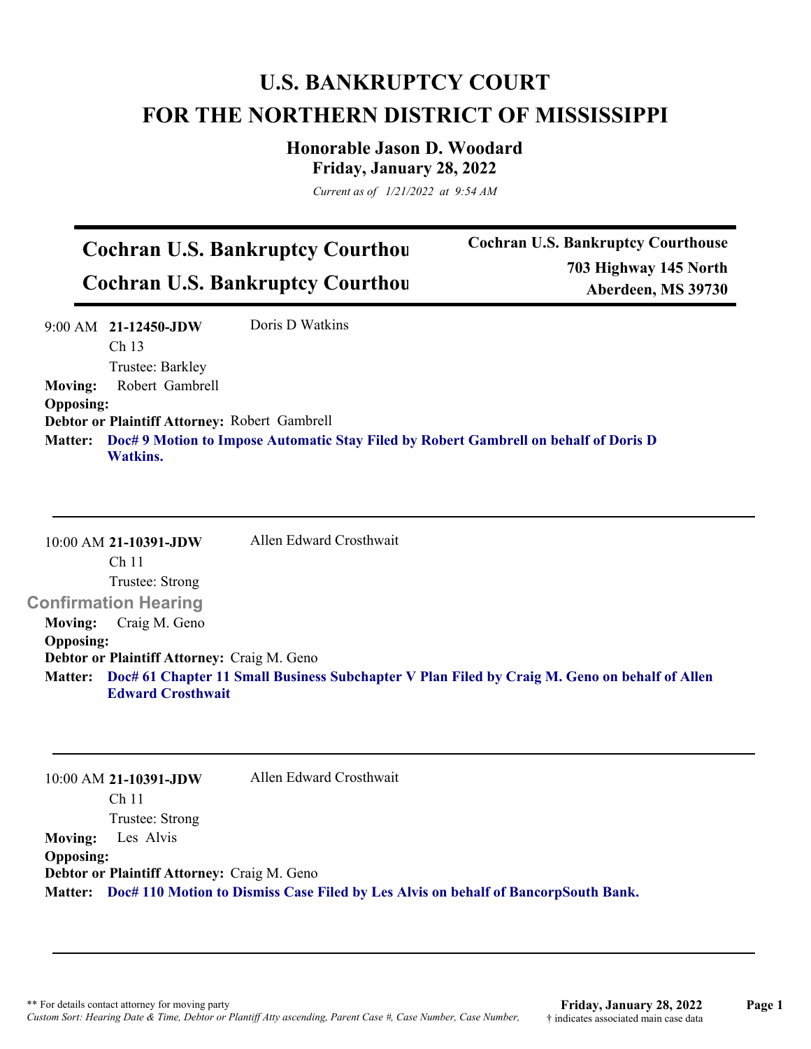# U.S. BANKRUPTCY COURT
# FOR THE NORTHERN DISTRICT OF MISSISSIPPI

## Honorable Jason D. Woodard
### Friday, January 28, 2022

*Current as of 1/21/2022 at 9:54 AM*

---

**Cochran U.S. Bankruptcy Courthou**
**Cochran U.S. Bankruptcy Courthou**

**Cochran U.S. Bankruptcy Courthouse**
**703 Highway 145 North**
**Aberdeen, MS 39730**

---

9:00 AM **21-12450-JDW** Doris D Watkins
Ch 13
Trustee: Barkley

**Moving:** Robert Gambrell
**Opposing:**
**Debtor or Plaintiff Attorney:** Robert Gambrell
**Matter:** **Doc# 9 Motion to Impose Automatic Stay Filed by Robert Gambrell on behalf of Doris D Watkins.**

---

10:00 AM **21-10391-JDW** Allen Edward Crosthwait
Ch 11
Trustee: Strong

**Confirmation Hearing**

**Moving:** Craig M. Geno
**Opposing:**
**Debtor or Plaintiff Attorney:** Craig M. Geno
**Matter:** **Doc# 61 Chapter 11 Small Business Subchapter V Plan Filed by Craig M. Geno on behalf of Allen Edward Crosthwait**

---

10:00 AM **21-10391-JDW** Allen Edward Crosthwait
Ch 11
Trustee: Strong

**Moving:** Les Alvis
**Opposing:**
**Debtor or Plaintiff Attorney:** Craig M. Geno
**Matter:** **Doc# 110 Motion to Dismiss Case Filed by Les Alvis on behalf of BancorpSouth Bank.**

---

** For details contact attorney for moving party
*Custom Sort: Hearing Date & Time, Debtor or Plantiff Atty ascending, Parent Case #, Case Number, Case Number,*
† indicates associated main case data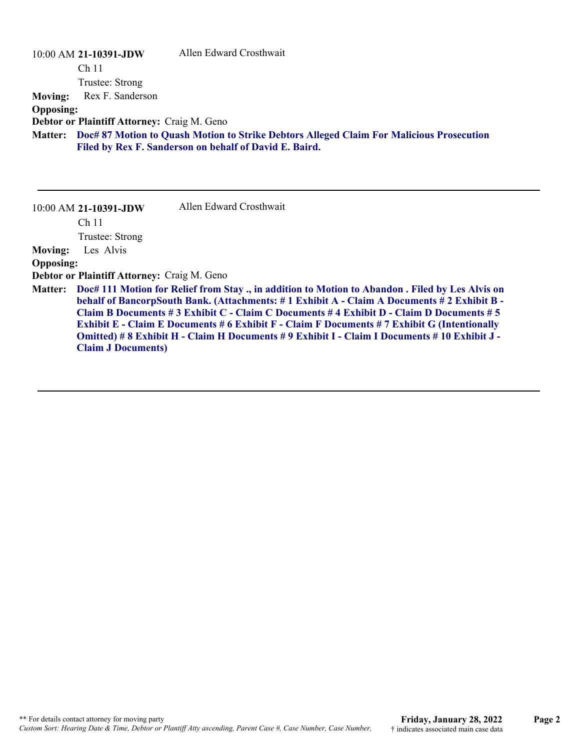10:00 AM **21-10391-JDW** Allen Edward Crosthwait

Ch 11

Trustee: Strong

**Moving:** Rex F. Sanderson

**Opposing:**

**Debtor or Plaintiff Attorney:** Craig M. Geno

**Matter:** **Doc# 87 Motion to Quash Motion to Strike Debtors Alleged Claim For Malicious Prosecution Filed by Rex F. Sanderson on behalf of David E. Baird.**

---

10:00 AM **21-10391-JDW** Allen Edward Crosthwait

Ch 11

Trustee: Strong

**Moving:** Les Alvis

**Opposing:**

**Debtor or Plaintiff Attorney:** Craig M. Geno

**Matter:** **Doc# 111 Motion for Relief from Stay ., in addition to Motion to Abandon . Filed by Les Alvis on behalf of BancorpSouth Bank. (Attachments: # 1 Exhibit A - Claim A Documents # 2 Exhibit B - Claim B Documents # 3 Exhibit C - Claim C Documents # 4 Exhibit D - Claim D Documents # 5 Exhibit E - Claim E Documents # 6 Exhibit F - Claim F Documents # 7 Exhibit G (Intentionally Omitted) # 8 Exhibit H - Claim H Documents # 9 Exhibit I - Claim I Documents # 10 Exhibit J - Claim J Documents)**

---

** For details contact attorney for moving party

*Custom Sort: Hearing Date & Time, Debtor or Plantiff Atty ascending, Parent Case #, Case Number, Case Number,*

**Friday, January 28, 2022**

† indicates associated main case data